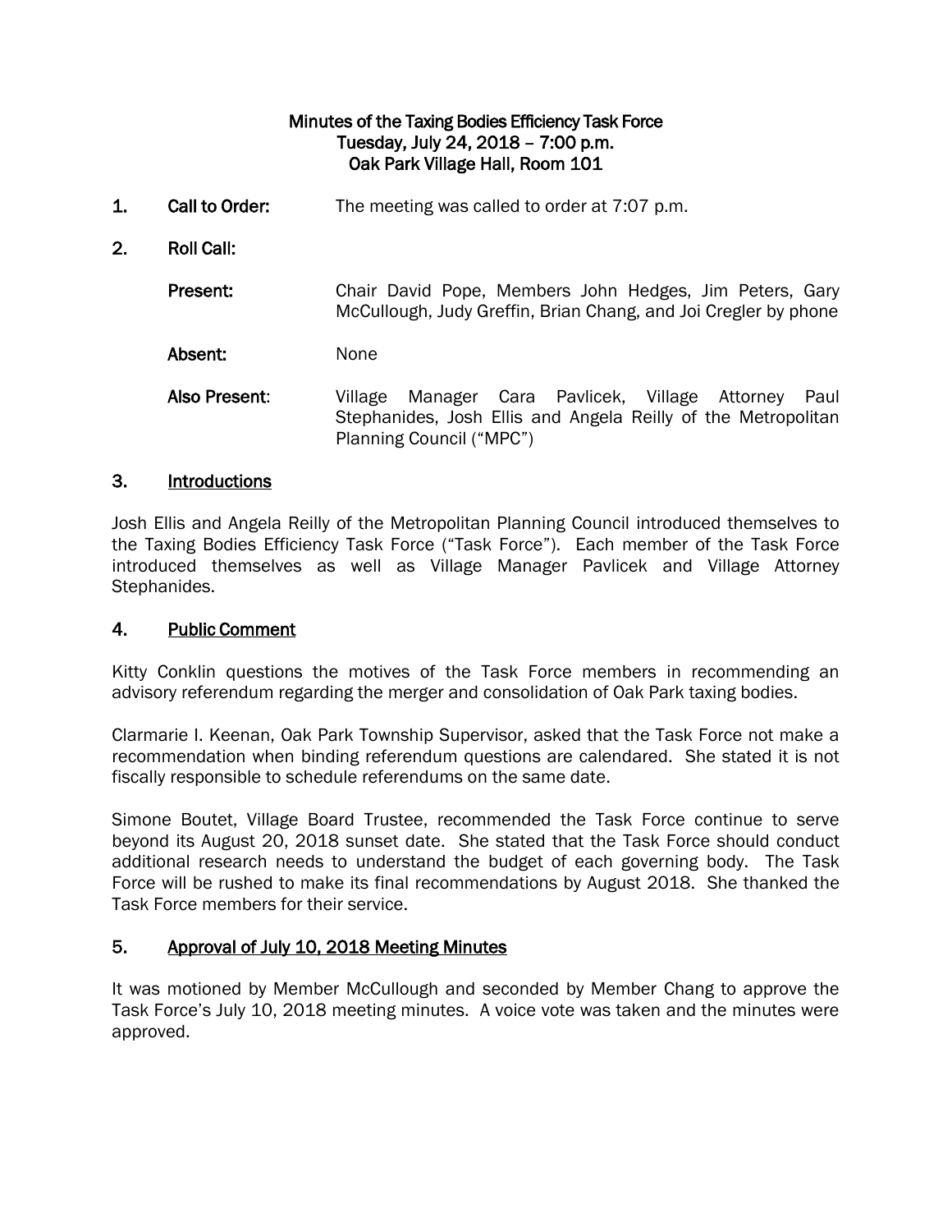**Minutes of the Taxing Bodies Efficiency Task Force**
**Tuesday, July 24, 2018 – 7:00 p.m.**
**Oak Park Village Hall, Room 101**

1. **Call to Order:** The meeting was called to order at 7:07 p.m.

2. **Roll Call:**

   **Present:** Chair David Pope, Members John Hedges, Jim Peters, Gary McCullough, Judy Greffin, Brian Chang, and Joi Cregler by phone

   **Absent:** None

   **Also Present:** Village Manager Cara Pavlicek, Village Attorney Paul Stephanides, Josh Ellis and Angela Reilly of the Metropolitan Planning Council ("MPC")

## 3. Introductions

Josh Ellis and Angela Reilly of the Metropolitan Planning Council introduced themselves to the Taxing Bodies Efficiency Task Force ("Task Force"). Each member of the Task Force introduced themselves as well as Village Manager Pavlicek and Village Attorney Stephanides.

## 4. Public Comment

Kitty Conklin questions the motives of the Task Force members in recommending an advisory referendum regarding the merger and consolidation of Oak Park taxing bodies.

Clarmarie I. Keenan, Oak Park Township Supervisor, asked that the Task Force not make a recommendation when binding referendum questions are calendared. She stated it is not fiscally responsible to schedule referendums on the same date.

Simone Boutet, Village Board Trustee, recommended the Task Force continue to serve beyond its August 20, 2018 sunset date. She stated that the Task Force should conduct additional research needs to understand the budget of each governing body. The Task Force will be rushed to make its final recommendations by August 2018. She thanked the Task Force members for their service.

## 5. Approval of July 10, 2018 Meeting Minutes

It was motioned by Member McCullough and seconded by Member Chang to approve the Task Force's July 10, 2018 meeting minutes. A voice vote was taken and the minutes were approved.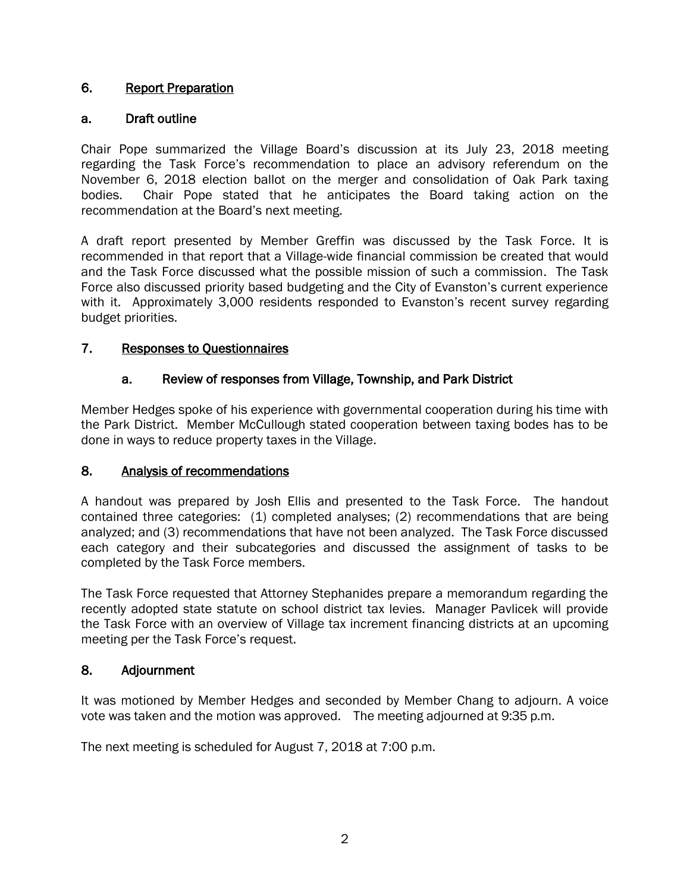## 6. Report Preparation

### a. Draft outline

Chair Pope summarized the Village Board's discussion at its July 23, 2018 meeting regarding the Task Force's recommendation to place an advisory referendum on the November 6, 2018 election ballot on the merger and consolidation of Oak Park taxing bodies. Chair Pope stated that he anticipates the Board taking action on the recommendation at the Board's next meeting.

A draft report presented by Member Greffin was discussed by the Task Force. It is recommended in that report that a Village-wide financial commission be created that would and the Task Force discussed what the possible mission of such a commission. The Task Force also discussed priority based budgeting and the City of Evanston's current experience with it. Approximately 3,000 residents responded to Evanston's recent survey regarding budget priorities.

## 7. Responses to Questionnaires

### a. Review of responses from Village, Township, and Park District

Member Hedges spoke of his experience with governmental cooperation during his time with the Park District. Member McCullough stated cooperation between taxing bodes has to be done in ways to reduce property taxes in the Village.

## 8. Analysis of recommendations

A handout was prepared by Josh Ellis and presented to the Task Force. The handout contained three categories: (1) completed analyses; (2) recommendations that are being analyzed; and (3) recommendations that have not been analyzed. The Task Force discussed each category and their subcategories and discussed the assignment of tasks to be completed by the Task Force members.

The Task Force requested that Attorney Stephanides prepare a memorandum regarding the recently adopted state statute on school district tax levies. Manager Pavlicek will provide the Task Force with an overview of Village tax increment financing districts at an upcoming meeting per the Task Force's request.

## 8. Adjournment

It was motioned by Member Hedges and seconded by Member Chang to adjourn. A voice vote was taken and the motion was approved. The meeting adjourned at 9:35 p.m.

The next meeting is scheduled for August 7, 2018 at 7:00 p.m.